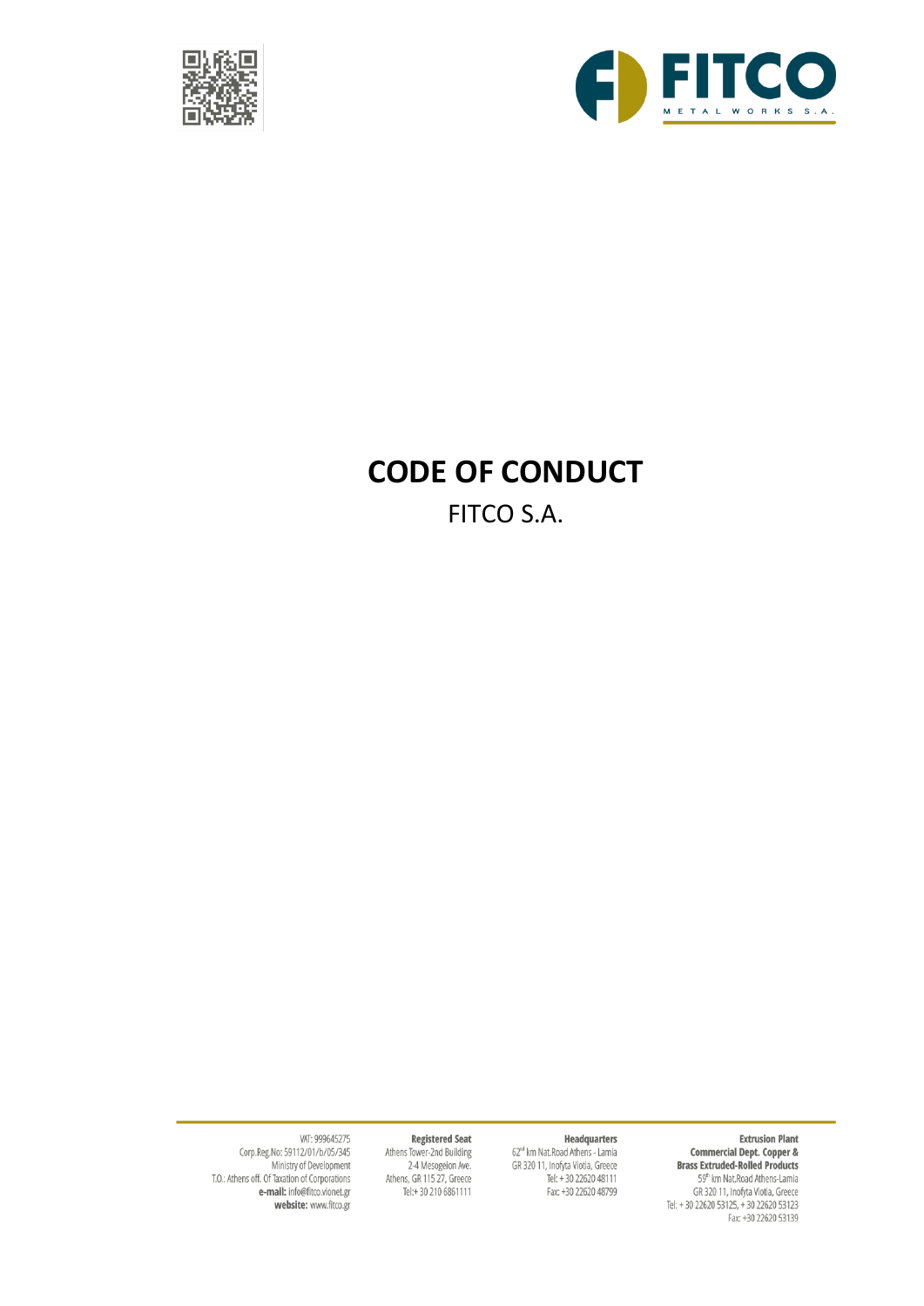# CODE OF CONDUCT

FITCO S.A.

VAT: 999645275
Corp.Reg.No: 59112/01/b/05/345
Ministry of Development
T.O.: Athens off. Of Taxation of Corporations
**e-mail:** info@fitco.vionet.gr
**website:** www.fitco.gr

**Registered Seat**
Athens Tower-2nd Building
2-4 Mesogeion Ave.
Athens, GR 115 27, Greece
Tel:+ 30 210 6861111

**Headquarters**
62nd km Nat.Road Athens - Lamia
GR 320 11, Inofyta Viotia, Greece
Tel: + 30 22620 48111
Fax: +30 22620 48799

**Extrusion Plant**
**Commercial Dept. Copper & Brass Extruded-Rolled Products**
59th km Nat.Road Athens-Lamia
GR 320 11, Inofyta Viotia, Greece
Tel: + 30 22620 53125, + 30 22620 53123
Fax: +30 22620 53139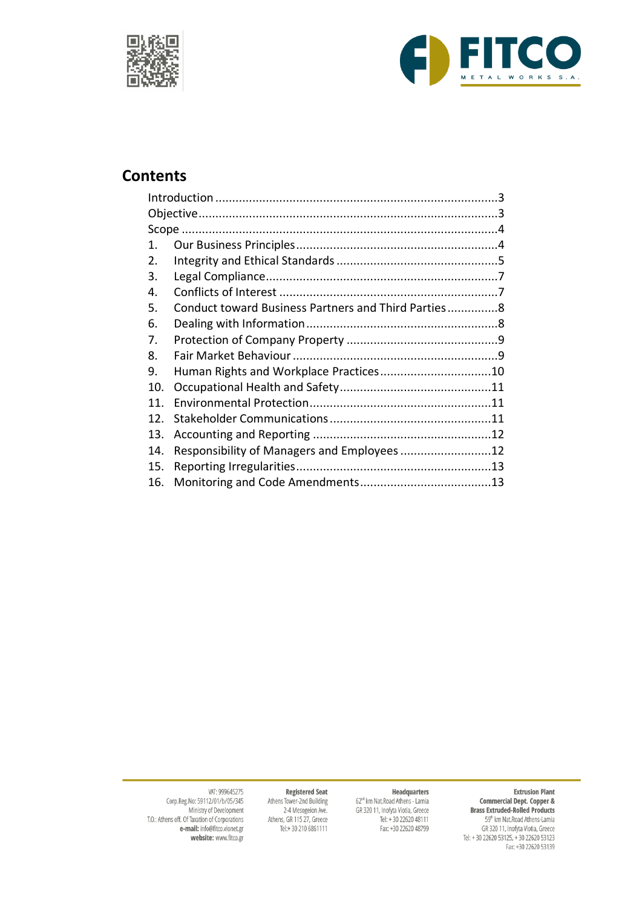## Contents

- Introduction ....................................................................................3
- Objective........................................................................................3
- Scope ............................................................................................4
- 1. Our Business Principles...........................................................4
- 2. Integrity and Ethical Standards ................................................5
- 3. Legal Compliance....................................................................7
- 4. Conflicts of Interest .................................................................7
- 5. Conduct toward Business Partners and Third Parties ...............8
- 6. Dealing with Information .........................................................8
- 7. Protection of Company Property .............................................9
- 8. Fair Market Behaviour .............................................................9
- 9. Human Rights and Workplace Practices .................................10
- 10. Occupational Health and Safety.............................................11
- 11. Environmental Protection.....................................................11
- 12. Stakeholder Communications ................................................11
- 13. Accounting and Reporting ....................................................12
- 14. Responsibility of Managers and Employees ...........................12
- 15. Reporting Irregularities.........................................................13
- 16. Monitoring and Code Amendments.......................................13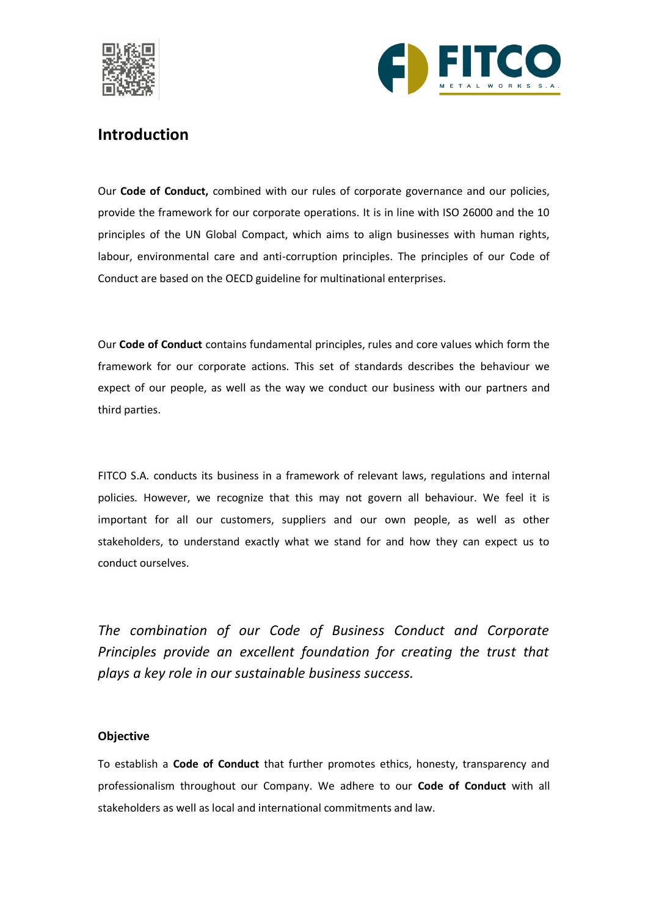## Introduction

Our **Code of Conduct,** combined with our rules of corporate governance and our policies, provide the framework for our corporate operations. It is in line with ISO 26000 and the 10 principles of the UN Global Compact, which aims to align businesses with human rights, labour, environmental care and anti-corruption principles. The principles of our Code of Conduct are based on the OECD guideline for multinational enterprises.

Our **Code of Conduct** contains fundamental principles, rules and core values which form the framework for our corporate actions. This set of standards describes the behaviour we expect of our people, as well as the way we conduct our business with our partners and third parties.

FITCO S.A. conducts its business in a framework of relevant laws, regulations and internal policies. However, we recognize that this may not govern all behaviour. We feel it is important for all our customers, suppliers and our own people, as well as other stakeholders, to understand exactly what we stand for and how they can expect us to conduct ourselves.

*The combination of our Code of Business Conduct and Corporate Principles provide an excellent foundation for creating the trust that plays a key role in our sustainable business success.*

### Objective

To establish a **Code of Conduct** that further promotes ethics, honesty, transparency and professionalism throughout our Company. We adhere to our **Code of Conduct** with all stakeholders as well as local and international commitments and law.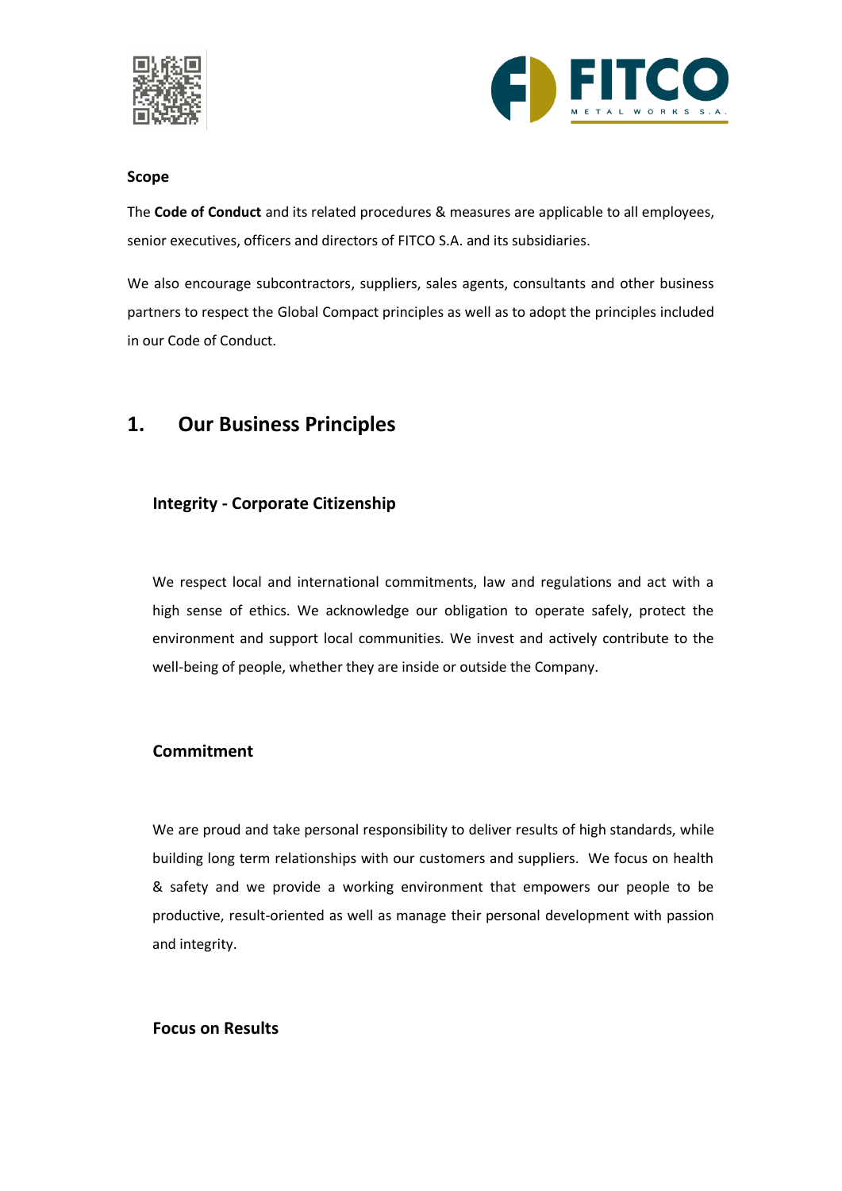**Scope**

The **Code of Conduct** and its related procedures & measures are applicable to all employees, senior executives, officers and directors of FITCO S.A. and its subsidiaries.

We also encourage subcontractors, suppliers, sales agents, consultants and other business partners to respect the Global Compact principles as well as to adopt the principles included in our Code of Conduct.

# 1. Our Business Principles

### Integrity - Corporate Citizenship

We respect local and international commitments, law and regulations and act with a high sense of ethics. We acknowledge our obligation to operate safely, protect the environment and support local communities. We invest and actively contribute to the well-being of people, whether they are inside or outside the Company.

### Commitment

We are proud and take personal responsibility to deliver results of high standards, while building long term relationships with our customers and suppliers. We focus on health & safety and we provide a working environment that empowers our people to be productive, result-oriented as well as manage their personal development with passion and integrity.

### Focus on Results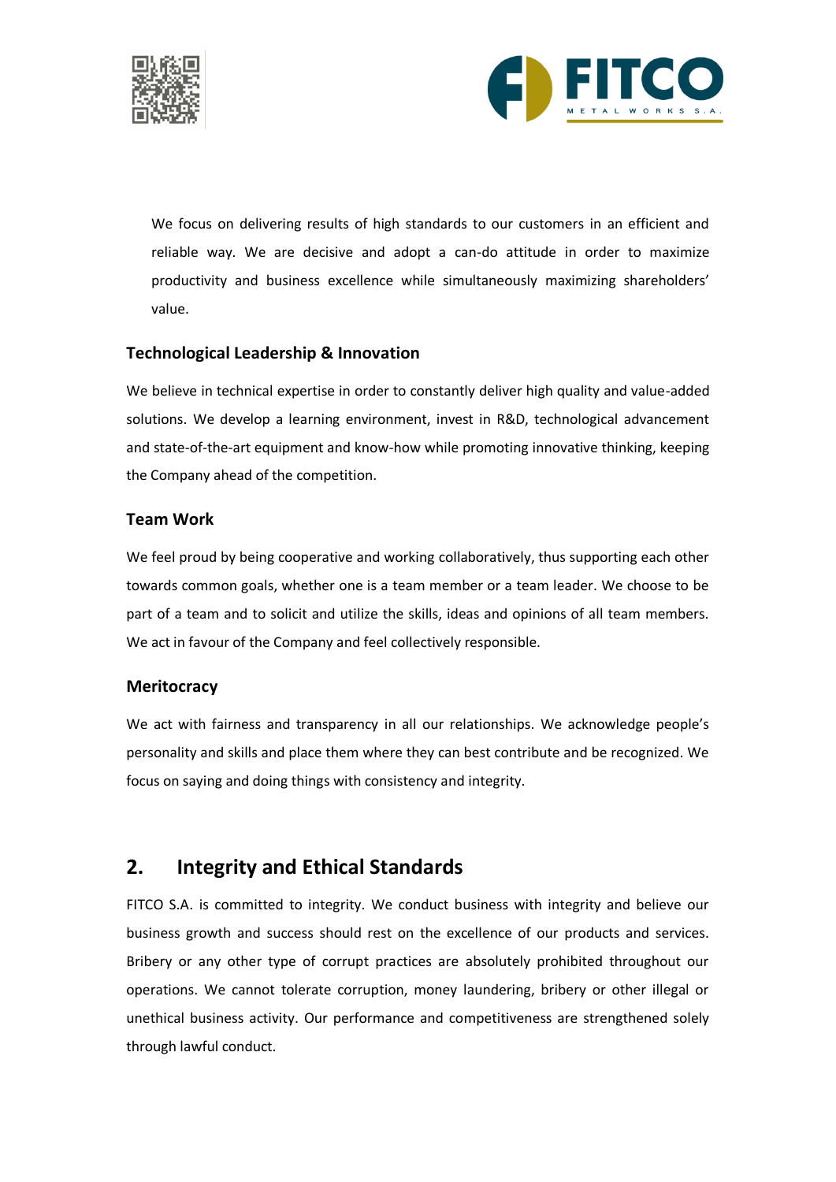We focus on delivering results of high standards to our customers in an efficient and reliable way. We are decisive and adopt a can-do attitude in order to maximize productivity and business excellence while simultaneously maximizing shareholders' value.

### Technological Leadership & Innovation

We believe in technical expertise in order to constantly deliver high quality and value-added solutions. We develop a learning environment, invest in R&D, technological advancement and state-of-the-art equipment and know-how while promoting innovative thinking, keeping the Company ahead of the competition.

### Team Work

We feel proud by being cooperative and working collaboratively, thus supporting each other towards common goals, whether one is a team member or a team leader. We choose to be part of a team and to solicit and utilize the skills, ideas and opinions of all team members. We act in favour of the Company and feel collectively responsible.

### Meritocracy

We act with fairness and transparency in all our relationships. We acknowledge people's personality and skills and place them where they can best contribute and be recognized. We focus on saying and doing things with consistency and integrity.

## 2. Integrity and Ethical Standards

FITCO S.A. is committed to integrity. We conduct business with integrity and believe our business growth and success should rest on the excellence of our products and services. Bribery or any other type of corrupt practices are absolutely prohibited throughout our operations. We cannot tolerate corruption, money laundering, bribery or other illegal or unethical business activity. Our performance and competitiveness are strengthened solely through lawful conduct.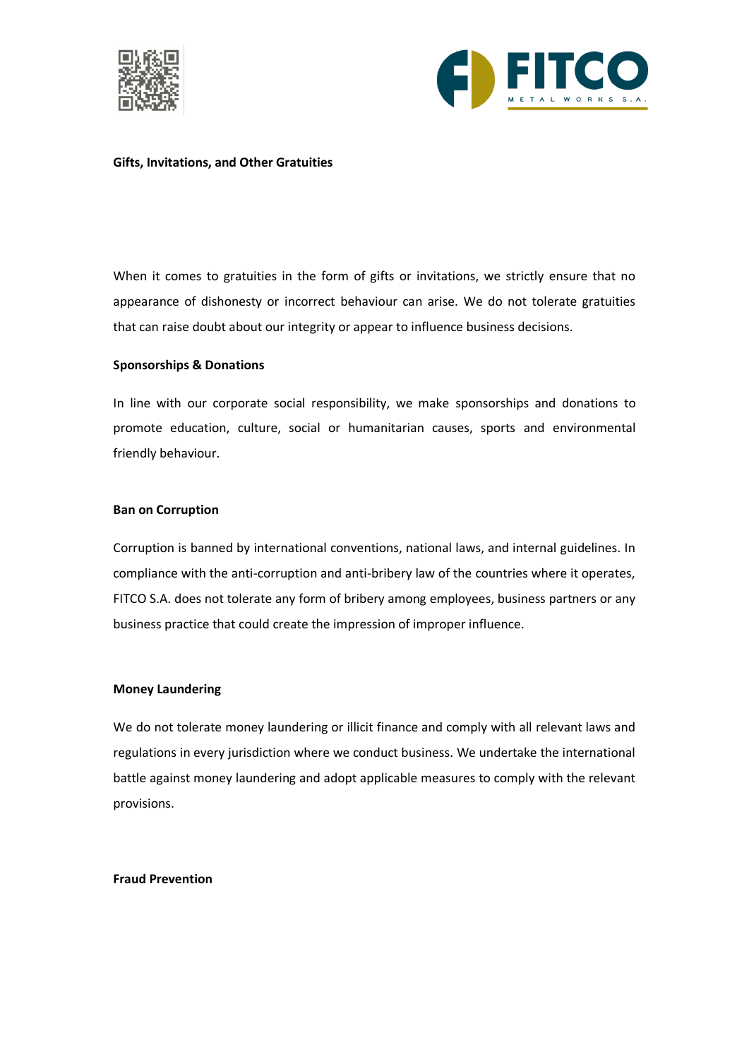**Gifts, Invitations, and Other Gratuities**

When it comes to gratuities in the form of gifts or invitations, we strictly ensure that no appearance of dishonesty or incorrect behaviour can arise. We do not tolerate gratuities that can raise doubt about our integrity or appear to influence business decisions.

**Sponsorships & Donations**

In line with our corporate social responsibility, we make sponsorships and donations to promote education, culture, social or humanitarian causes, sports and environmental friendly behaviour.

**Ban on Corruption**

Corruption is banned by international conventions, national laws, and internal guidelines. In compliance with the anti-corruption and anti-bribery law of the countries where it operates, FITCO S.A. does not tolerate any form of bribery among employees, business partners or any business practice that could create the impression of improper influence.

**Money Laundering**

We do not tolerate money laundering or illicit finance and comply with all relevant laws and regulations in every jurisdiction where we conduct business. We undertake the international battle against money laundering and adopt applicable measures to comply with the relevant provisions.

**Fraud Prevention**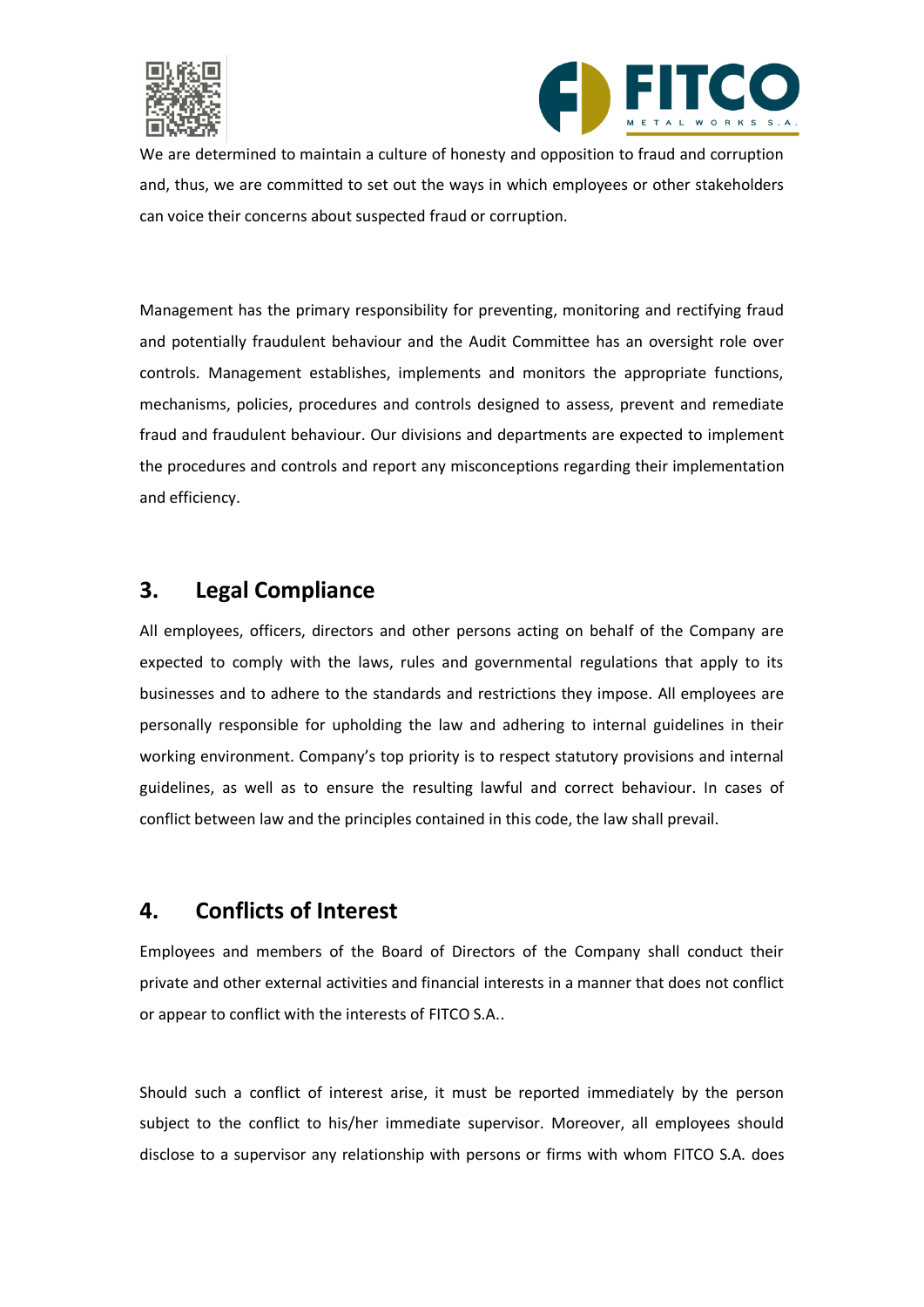We are determined to maintain a culture of honesty and opposition to fraud and corruption and, thus, we are committed to set out the ways in which employees or other stakeholders can voice their concerns about suspected fraud or corruption.

Management has the primary responsibility for preventing, monitoring and rectifying fraud and potentially fraudulent behaviour and the Audit Committee has an oversight role over controls. Management establishes, implements and monitors the appropriate functions, mechanisms, policies, procedures and controls designed to assess, prevent and remediate fraud and fraudulent behaviour. Our divisions and departments are expected to implement the procedures and controls and report any misconceptions regarding their implementation and efficiency.

## 3. Legal Compliance

All employees, officers, directors and other persons acting on behalf of the Company are expected to comply with the laws, rules and governmental regulations that apply to its businesses and to adhere to the standards and restrictions they impose. All employees are personally responsible for upholding the law and adhering to internal guidelines in their working environment. Company's top priority is to respect statutory provisions and internal guidelines, as well as to ensure the resulting lawful and correct behaviour. In cases of conflict between law and the principles contained in this code, the law shall prevail.

## 4. Conflicts of Interest

Employees and members of the Board of Directors of the Company shall conduct their private and other external activities and financial interests in a manner that does not conflict or appear to conflict with the interests of FITCO S.A..

Should such a conflict of interest arise, it must be reported immediately by the person subject to the conflict to his/her immediate supervisor. Moreover, all employees should disclose to a supervisor any relationship with persons or firms with whom FITCO S.A. does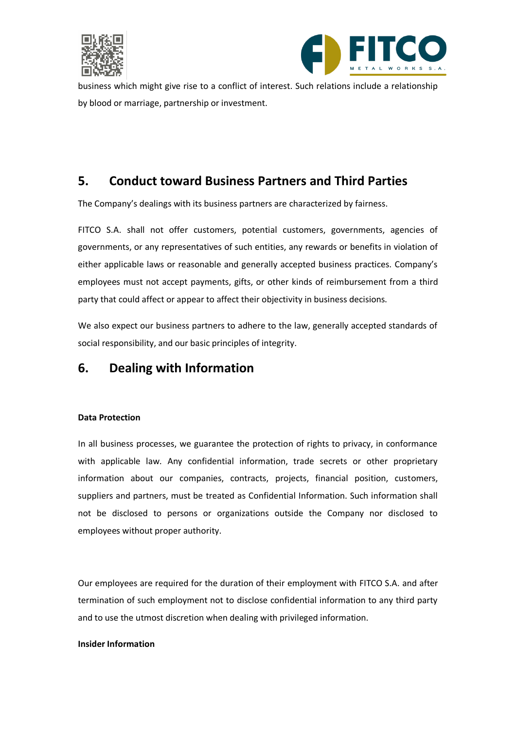business which might give rise to a conflict of interest. Such relations include a relationship by blood or marriage, partnership or investment.

## 5. Conduct toward Business Partners and Third Parties

The Company's dealings with its business partners are characterized by fairness.

FITCO S.A. shall not offer customers, potential customers, governments, agencies of governments, or any representatives of such entities, any rewards or benefits in violation of either applicable laws or reasonable and generally accepted business practices. Company's employees must not accept payments, gifts, or other kinds of reimbursement from a third party that could affect or appear to affect their objectivity in business decisions.

We also expect our business partners to adhere to the law, generally accepted standards of social responsibility, and our basic principles of integrity.

## 6. Dealing with Information

**Data Protection**

In all business processes, we guarantee the protection of rights to privacy, in conformance with applicable law. Any confidential information, trade secrets or other proprietary information about our companies, contracts, projects, financial position, customers, suppliers and partners, must be treated as Confidential Information. Such information shall not be disclosed to persons or organizations outside the Company nor disclosed to employees without proper authority.

Our employees are required for the duration of their employment with FITCO S.A. and after termination of such employment not to disclose confidential information to any third party and to use the utmost discretion when dealing with privileged information.

**Insider Information**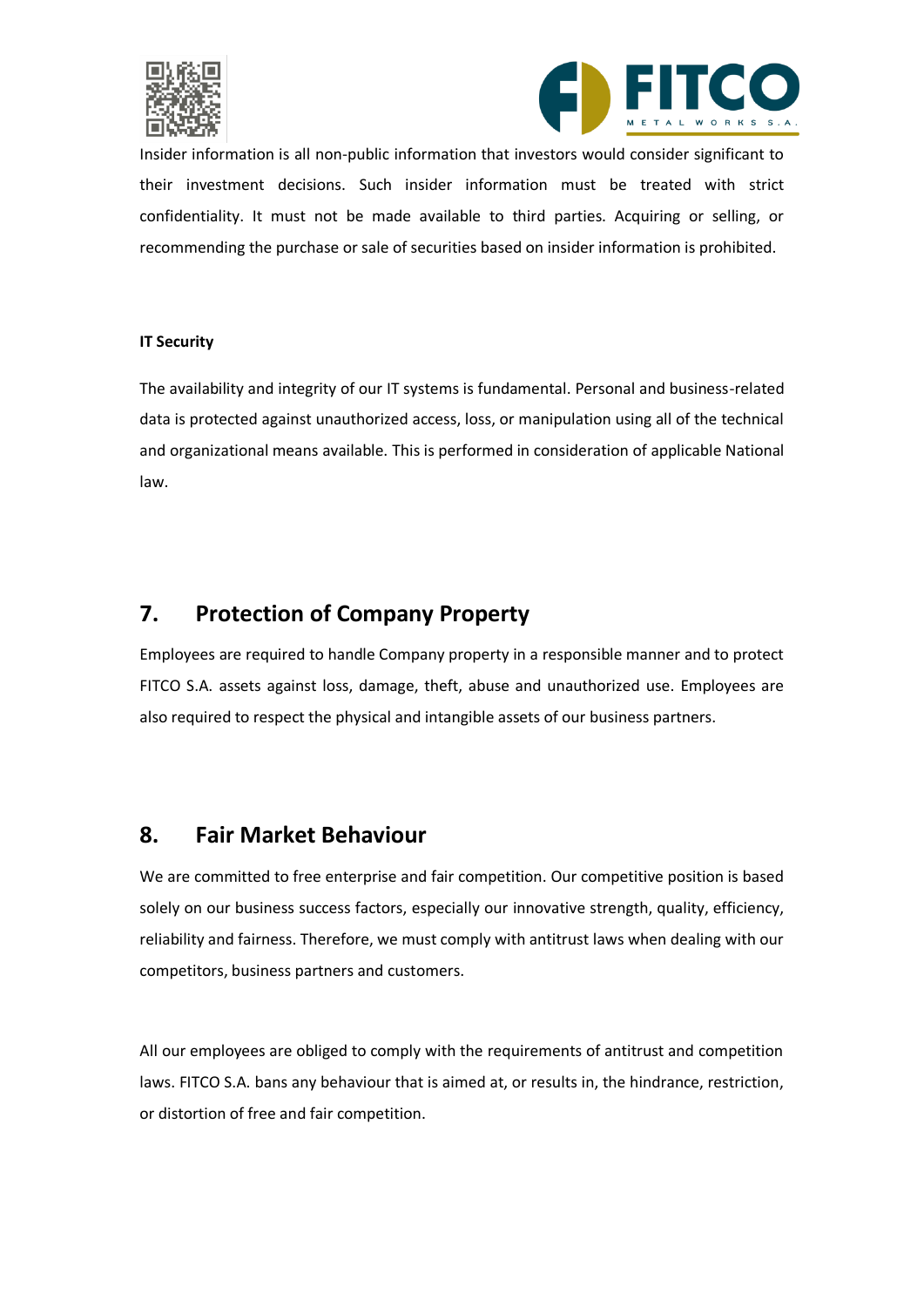Insider information is all non-public information that investors would consider significant to their investment decisions. Such insider information must be treated with strict confidentiality. It must not be made available to third parties. Acquiring or selling, or recommending the purchase or sale of securities based on insider information is prohibited.

**IT Security**

The availability and integrity of our IT systems is fundamental. Personal and business-related data is protected against unauthorized access, loss, or manipulation using all of the technical and organizational means available. This is performed in consideration of applicable National law.

## 7. Protection of Company Property

Employees are required to handle Company property in a responsible manner and to protect FITCO S.A. assets against loss, damage, theft, abuse and unauthorized use. Employees are also required to respect the physical and intangible assets of our business partners.

## 8. Fair Market Behaviour

We are committed to free enterprise and fair competition. Our competitive position is based solely on our business success factors, especially our innovative strength, quality, efficiency, reliability and fairness. Therefore, we must comply with antitrust laws when dealing with our competitors, business partners and customers.

All our employees are obliged to comply with the requirements of antitrust and competition laws. FITCO S.A. bans any behaviour that is aimed at, or results in, the hindrance, restriction, or distortion of free and fair competition.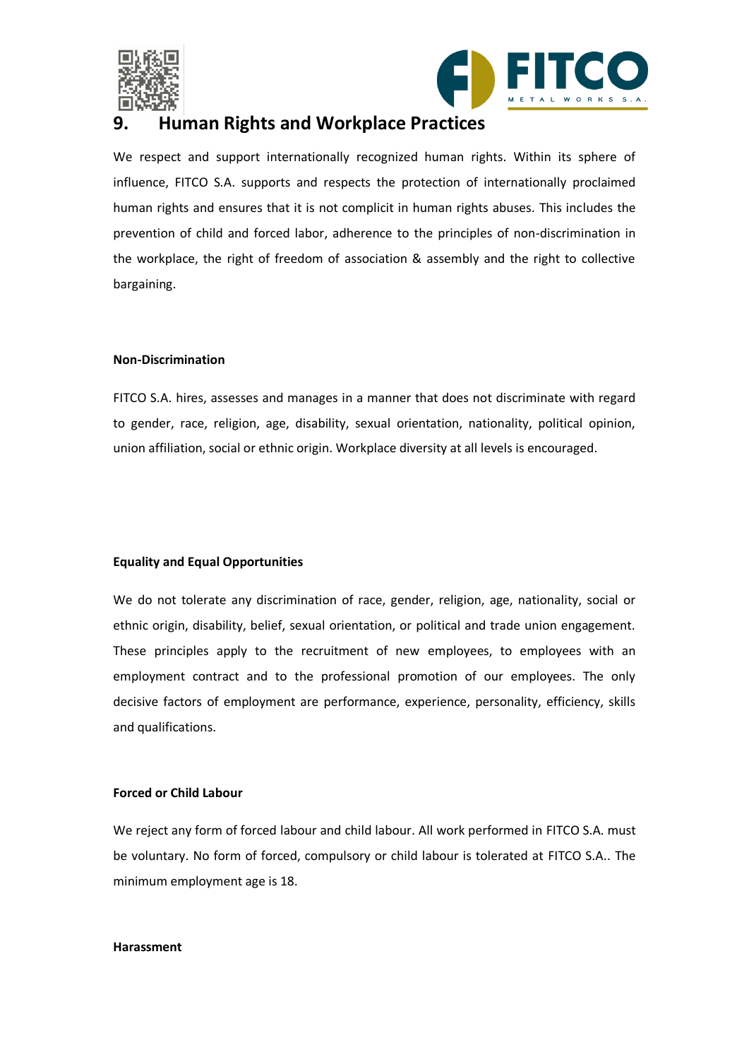## 9. Human Rights and Workplace Practices

We respect and support internationally recognized human rights. Within its sphere of influence, FITCO S.A. supports and respects the protection of internationally proclaimed human rights and ensures that it is not complicit in human rights abuses. This includes the prevention of child and forced labor, adherence to the principles of non-discrimination in the workplace, the right of freedom of association & assembly and the right to collective bargaining.

**Non-Discrimination**

FITCO S.A. hires, assesses and manages in a manner that does not discriminate with regard to gender, race, religion, age, disability, sexual orientation, nationality, political opinion, union affiliation, social or ethnic origin. Workplace diversity at all levels is encouraged.

**Equality and Equal Opportunities**

We do not tolerate any discrimination of race, gender, religion, age, nationality, social or ethnic origin, disability, belief, sexual orientation, or political and trade union engagement. These principles apply to the recruitment of new employees, to employees with an employment contract and to the professional promotion of our employees. The only decisive factors of employment are performance, experience, personality, efficiency, skills and qualifications.

**Forced or Child Labour**

We reject any form of forced labour and child labour. All work performed in FITCO S.A. must be voluntary. No form of forced, compulsory or child labour is tolerated at FITCO S.A.. The minimum employment age is 18.

**Harassment**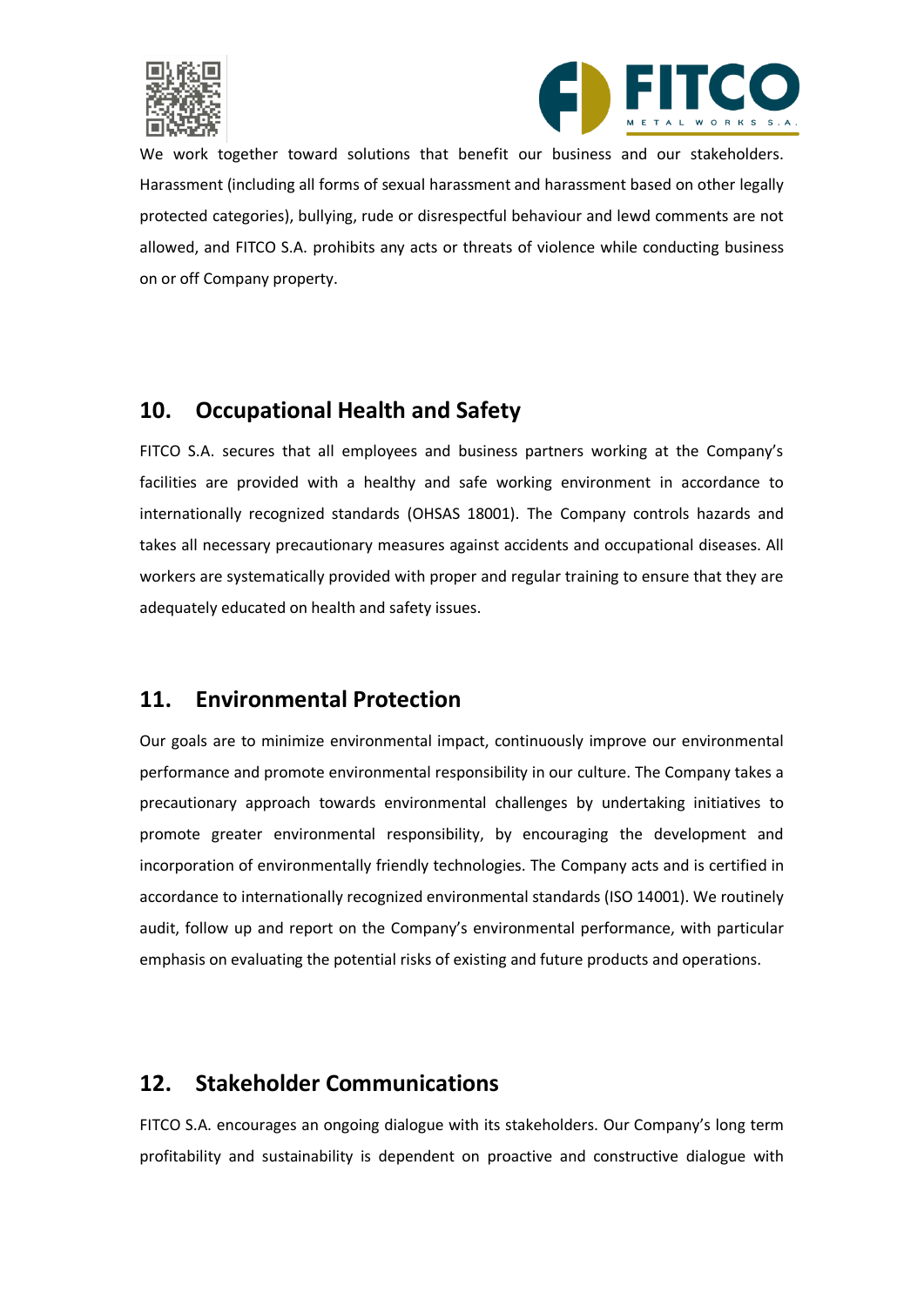We work together toward solutions that benefit our business and our stakeholders. Harassment (including all forms of sexual harassment and harassment based on other legally protected categories), bullying, rude or disrespectful behaviour and lewd comments are not allowed, and FITCO S.A. prohibits any acts or threats of violence while conducting business on or off Company property.

## 10. Occupational Health and Safety

FITCO S.A. secures that all employees and business partners working at the Company's facilities are provided with a healthy and safe working environment in accordance to internationally recognized standards (OHSAS 18001). The Company controls hazards and takes all necessary precautionary measures against accidents and occupational diseases. All workers are systematically provided with proper and regular training to ensure that they are adequately educated on health and safety issues.

## 11. Environmental Protection

Our goals are to minimize environmental impact, continuously improve our environmental performance and promote environmental responsibility in our culture. The Company takes a precautionary approach towards environmental challenges by undertaking initiatives to promote greater environmental responsibility, by encouraging the development and incorporation of environmentally friendly technologies. The Company acts and is certified in accordance to internationally recognized environmental standards (ISO 14001). We routinely audit, follow up and report on the Company's environmental performance, with particular emphasis on evaluating the potential risks of existing and future products and operations.

## 12. Stakeholder Communications

FITCO S.A. encourages an ongoing dialogue with its stakeholders. Our Company's long term profitability and sustainability is dependent on proactive and constructive dialogue with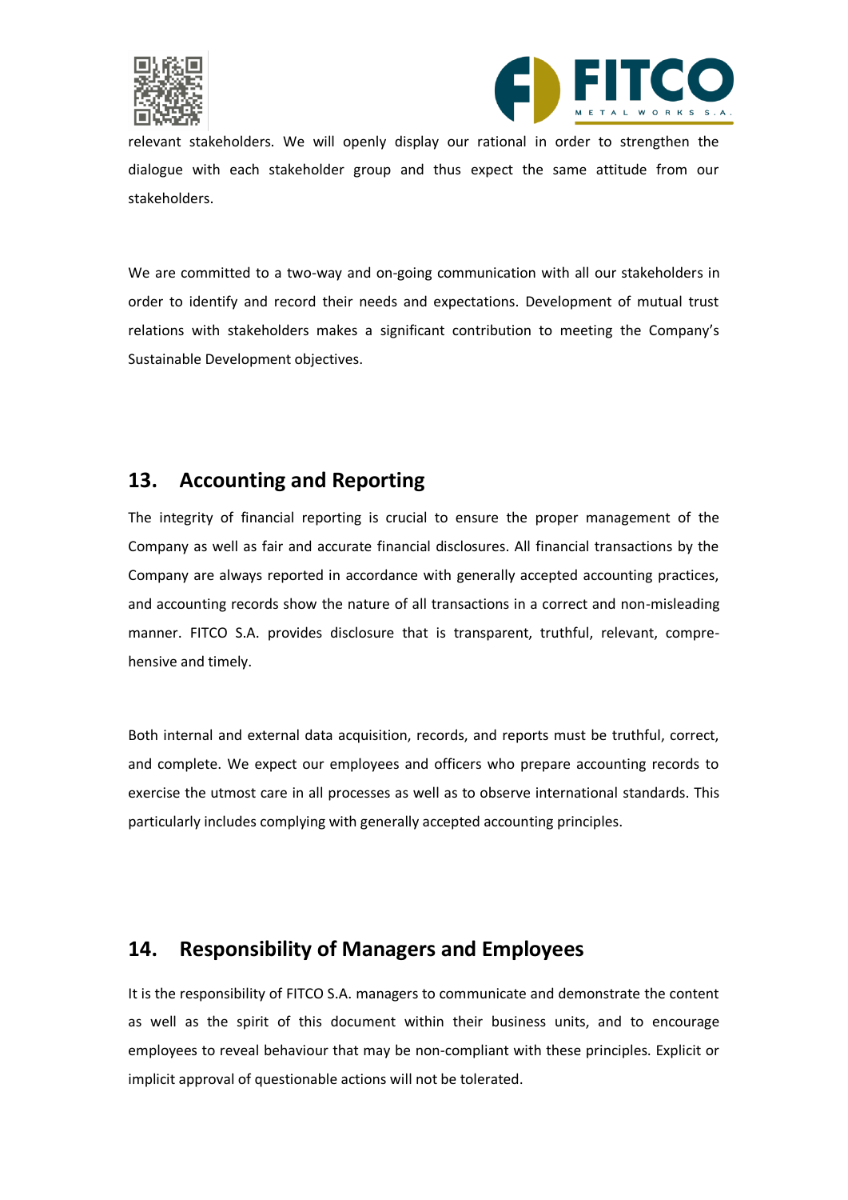relevant stakeholders. We will openly display our rational in order to strengthen the dialogue with each stakeholder group and thus expect the same attitude from our stakeholders.

We are committed to a two-way and on-going communication with all our stakeholders in order to identify and record their needs and expectations. Development of mutual trust relations with stakeholders makes a significant contribution to meeting the Company's Sustainable Development objectives.

## 13. Accounting and Reporting

The integrity of financial reporting is crucial to ensure the proper management of the Company as well as fair and accurate financial disclosures. All financial transactions by the Company are always reported in accordance with generally accepted accounting practices, and accounting records show the nature of all transactions in a correct and non-misleading manner. FITCO S.A. provides disclosure that is transparent, truthful, relevant, comprehensive and timely.

Both internal and external data acquisition, records, and reports must be truthful, correct, and complete. We expect our employees and officers who prepare accounting records to exercise the utmost care in all processes as well as to observe international standards. This particularly includes complying with generally accepted accounting principles.

## 14. Responsibility of Managers and Employees

It is the responsibility of FITCO S.A. managers to communicate and demonstrate the content as well as the spirit of this document within their business units, and to encourage employees to reveal behaviour that may be non-compliant with these principles. Explicit or implicit approval of questionable actions will not be tolerated.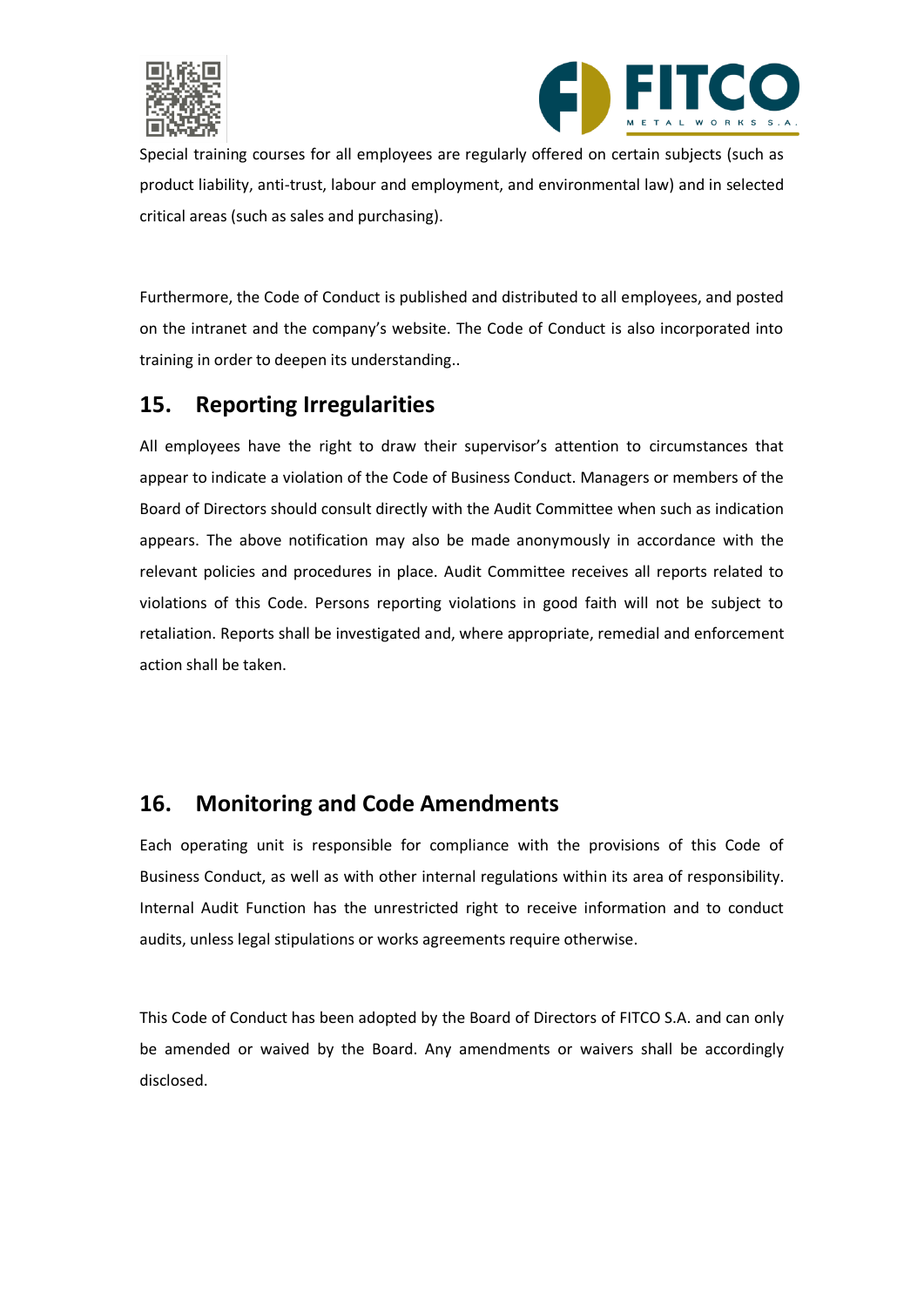Special training courses for all employees are regularly offered on certain subjects (such as product liability, anti-trust, labour and employment, and environmental law) and in selected critical areas (such as sales and purchasing).

Furthermore, the Code of Conduct is published and distributed to all employees, and posted on the intranet and the company's website. The Code of Conduct is also incorporated into training in order to deepen its understanding..

## 15. Reporting Irregularities

All employees have the right to draw their supervisor's attention to circumstances that appear to indicate a violation of the Code of Business Conduct. Managers or members of the Board of Directors should consult directly with the Audit Committee when such as indication appears. The above notification may also be made anonymously in accordance with the relevant policies and procedures in place. Audit Committee receives all reports related to violations of this Code. Persons reporting violations in good faith will not be subject to retaliation. Reports shall be investigated and, where appropriate, remedial and enforcement action shall be taken.

## 16. Monitoring and Code Amendments

Each operating unit is responsible for compliance with the provisions of this Code of Business Conduct, as well as with other internal regulations within its area of responsibility. Internal Audit Function has the unrestricted right to receive information and to conduct audits, unless legal stipulations or works agreements require otherwise.

This Code of Conduct has been adopted by the Board of Directors of FITCO S.A. and can only be amended or waived by the Board. Any amendments or waivers shall be accordingly disclosed.